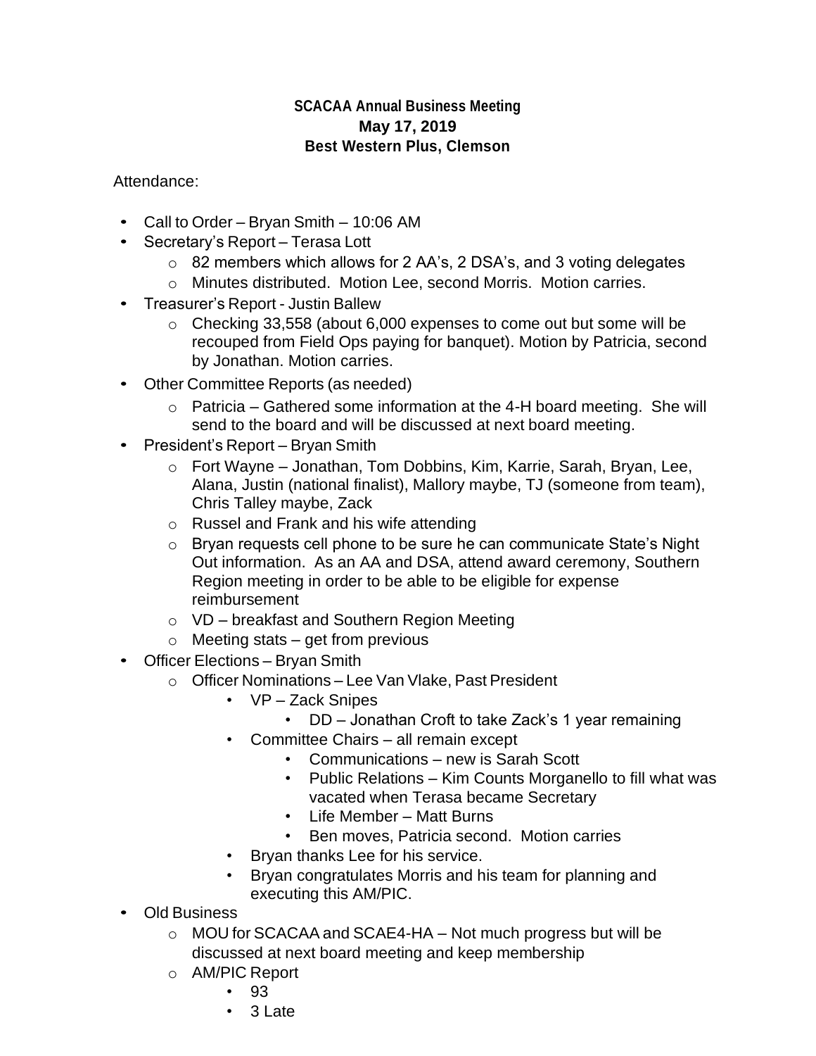**SCACAA Annual Business Meeting**
**May 17, 2019**
**Best Western Plus, Clemson**

Attendance:

- Call to Order – Bryan Smith – 10:06 AM
- Secretary's Report – Terasa Lott
  - 82 members which allows for 2 AA's, 2 DSA's, and 3 voting delegates
  - Minutes distributed. Motion Lee, second Morris. Motion carries.
- Treasurer's Report - Justin Ballew
  - Checking 33,558 (about 6,000 expenses to come out but some will be recouped from Field Ops paying for banquet). Motion by Patricia, second by Jonathan. Motion carries.
- Other Committee Reports (as needed)
  - Patricia – Gathered some information at the 4-H board meeting. She will send to the board and will be discussed at next board meeting.
- President's Report – Bryan Smith
  - Fort Wayne – Jonathan, Tom Dobbins, Kim, Karrie, Sarah, Bryan, Lee, Alana, Justin (national finalist), Mallory maybe, TJ (someone from team), Chris Talley maybe, Zack
  - Russel and Frank and his wife attending
  - Bryan requests cell phone to be sure he can communicate State's Night Out information. As an AA and DSA, attend award ceremony, Southern Region meeting in order to be able to be eligible for expense reimbursement
  - VD – breakfast and Southern Region Meeting
  - Meeting stats – get from previous
- Officer Elections – Bryan Smith
  - Officer Nominations – Lee Van Vlake, Past President
    - VP – Zack Snipes
      - DD – Jonathan Croft to take Zack's 1 year remaining
    - Committee Chairs – all remain except
      - Communications – new is Sarah Scott
      - Public Relations – Kim Counts Morganello to fill what was vacated when Terasa became Secretary
      - Life Member – Matt Burns
      - Ben moves, Patricia second. Motion carries
    - Bryan thanks Lee for his service.
    - Bryan congratulates Morris and his team for planning and executing this AM/PIC.
- Old Business
  - MOU for SCACAA and SCAE4-HA – Not much progress but will be discussed at next board meeting and keep membership
  - AM/PIC Report
    - 93
    - 3 Late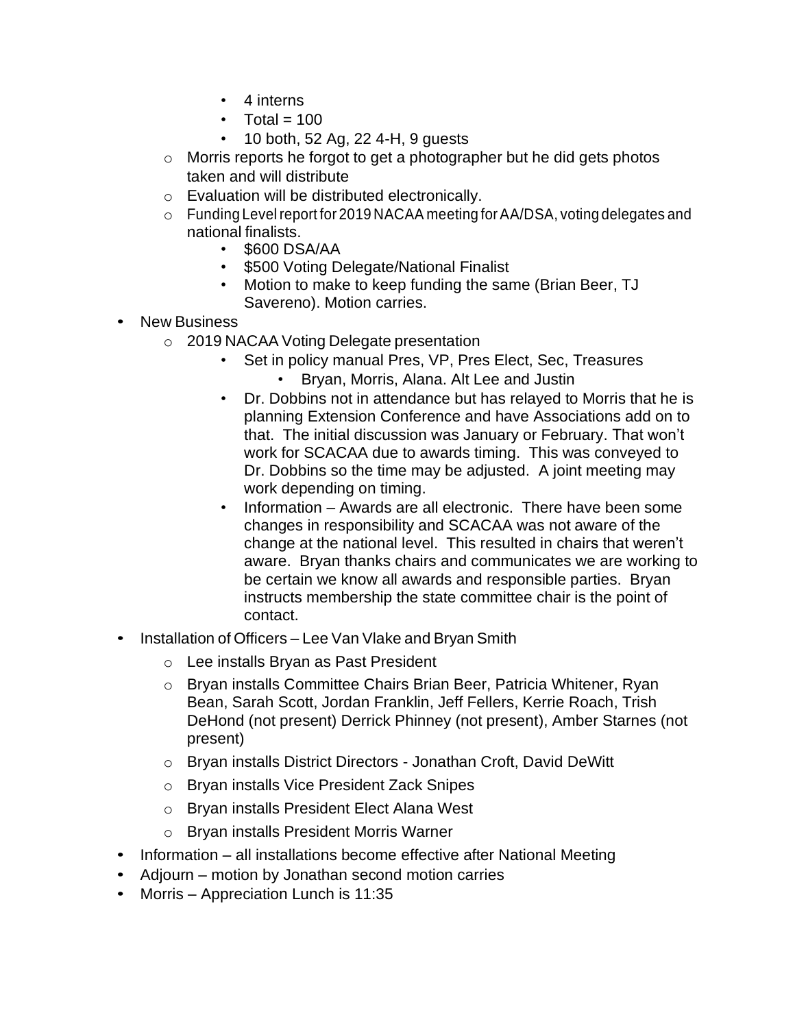- 4 interns
      - Total = 100
      - 10 both, 52 Ag, 22 4-H, 9 guests
  - Morris reports he forgot to get a photographer but he did gets photos taken and will distribute
  - Evaluation will be distributed electronically.
  - Funding Level report for 2019 NACAA meeting for AA/DSA, voting delegates and national finalists.
      - $600 DSA/AA
      - $500 Voting Delegate/National Finalist
      - Motion to make to keep funding the same (Brian Beer, TJ Savereno). Motion carries.
- New Business
  - 2019 NACAA Voting Delegate presentation
      - Set in policy manual Pres, VP, Pres Elect, Sec, Treasures
          - Bryan, Morris, Alana. Alt Lee and Justin
      - Dr. Dobbins not in attendance but has relayed to Morris that he is planning Extension Conference and have Associations add on to that. The initial discussion was January or February. That won't work for SCACAA due to awards timing. This was conveyed to Dr. Dobbins so the time may be adjusted. A joint meeting may work depending on timing.
      - Information – Awards are all electronic. There have been some changes in responsibility and SCACAA was not aware of the change at the national level. This resulted in chairs that weren't aware. Bryan thanks chairs and communicates we are working to be certain we know all awards and responsible parties. Bryan instructs membership the state committee chair is the point of contact.
- Installation of Officers – Lee Van Vlake and Bryan Smith
  - Lee installs Bryan as Past President
  - Bryan installs Committee Chairs Brian Beer, Patricia Whitener, Ryan Bean, Sarah Scott, Jordan Franklin, Jeff Fellers, Kerrie Roach, Trish DeHond (not present) Derrick Phinney (not present), Amber Starnes (not present)
  - Bryan installs District Directors - Jonathan Croft, David DeWitt
  - Bryan installs Vice President Zack Snipes
  - Bryan installs President Elect Alana West
  - Bryan installs President Morris Warner
- Information – all installations become effective after National Meeting
- Adjourn – motion by Jonathan second motion carries
- Morris – Appreciation Lunch is 11:35